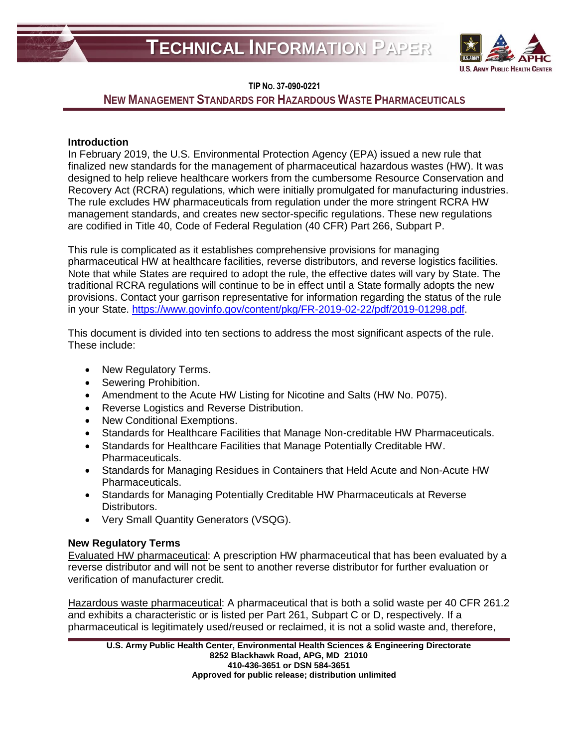# TECHNICAL INFORMATION PAPER

**TIP No. 37-090-0221**

## NEW MANAGEMENT STANDARDS FOR HAZARDOUS WASTE PHARMACEUTICALS

### Introduction

In February 2019, the U.S. Environmental Protection Agency (EPA) issued a new rule that finalized new standards for the management of pharmaceutical hazardous wastes (HW). It was designed to help relieve healthcare workers from the cumbersome Resource Conservation and Recovery Act (RCRA) regulations, which were initially promulgated for manufacturing industries. The rule excludes HW pharmaceuticals from regulation under the more stringent RCRA HW management standards, and creates new sector-specific regulations. These new regulations are codified in Title 40, Code of Federal Regulation (40 CFR) Part 266, Subpart P.

This rule is complicated as it establishes comprehensive provisions for managing pharmaceutical HW at healthcare facilities, reverse distributors, and reverse logistics facilities. Note that while States are required to adopt the rule, the effective dates will vary by State. The traditional RCRA regulations will continue to be in effect until a State formally adopts the new provisions. Contact your garrison representative for information regarding the status of the rule in your State. https://www.govinfo.gov/content/pkg/FR-2019-02-22/pdf/2019-01298.pdf.

This document is divided into ten sections to address the most significant aspects of the rule. These include:

- New Regulatory Terms.
- Sewering Prohibition.
- Amendment to the Acute HW Listing for Nicotine and Salts (HW No. P075).
- Reverse Logistics and Reverse Distribution.
- New Conditional Exemptions.
- Standards for Healthcare Facilities that Manage Non-creditable HW Pharmaceuticals.
- Standards for Healthcare Facilities that Manage Potentially Creditable HW. Pharmaceuticals.
- Standards for Managing Residues in Containers that Held Acute and Non-Acute HW Pharmaceuticals.
- Standards for Managing Potentially Creditable HW Pharmaceuticals at Reverse Distributors.
- Very Small Quantity Generators (VSQG).

### New Regulatory Terms

Evaluated HW pharmaceutical: A prescription HW pharmaceutical that has been evaluated by a reverse distributor and will not be sent to another reverse distributor for further evaluation or verification of manufacturer credit.

Hazardous waste pharmaceutical: A pharmaceutical that is both a solid waste per 40 CFR 261.2 and exhibits a characteristic or is listed per Part 261, Subpart C or D, respectively. If a pharmaceutical is legitimately used/reused or reclaimed, it is not a solid waste and, therefore,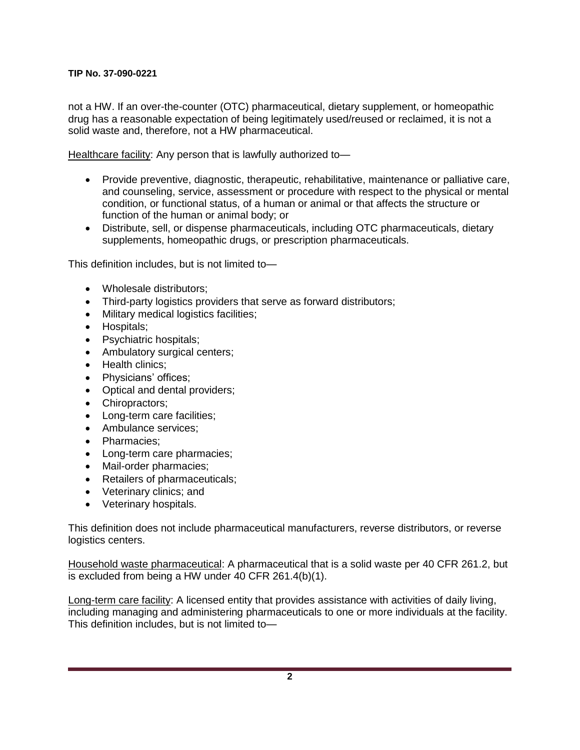not a HW. If an over-the-counter (OTC) pharmaceutical, dietary supplement, or homeopathic drug has a reasonable expectation of being legitimately used/reused or reclaimed, it is not a solid waste and, therefore, not a HW pharmaceutical.

Healthcare facility: Any person that is lawfully authorized to—

- Provide preventive, diagnostic, therapeutic, rehabilitative, maintenance or palliative care, and counseling, service, assessment or procedure with respect to the physical or mental condition, or functional status, of a human or animal or that affects the structure or function of the human or animal body; or
- Distribute, sell, or dispense pharmaceuticals, including OTC pharmaceuticals, dietary supplements, homeopathic drugs, or prescription pharmaceuticals.

This definition includes, but is not limited to—

- Wholesale distributors;
- Third-party logistics providers that serve as forward distributors;
- Military medical logistics facilities;
- Hospitals;
- Psychiatric hospitals;
- Ambulatory surgical centers;
- Health clinics;
- Physicians' offices;
- Optical and dental providers;
- Chiropractors;
- Long-term care facilities;
- Ambulance services;
- Pharmacies;
- Long-term care pharmacies;
- Mail-order pharmacies;
- Retailers of pharmaceuticals;
- Veterinary clinics; and
- Veterinary hospitals.

This definition does not include pharmaceutical manufacturers, reverse distributors, or reverse logistics centers.

Household waste pharmaceutical: A pharmaceutical that is a solid waste per 40 CFR 261.2, but is excluded from being a HW under 40 CFR 261.4(b)(1).

Long-term care facility: A licensed entity that provides assistance with activities of daily living, including managing and administering pharmaceuticals to one or more individuals at the facility. This definition includes, but is not limited to—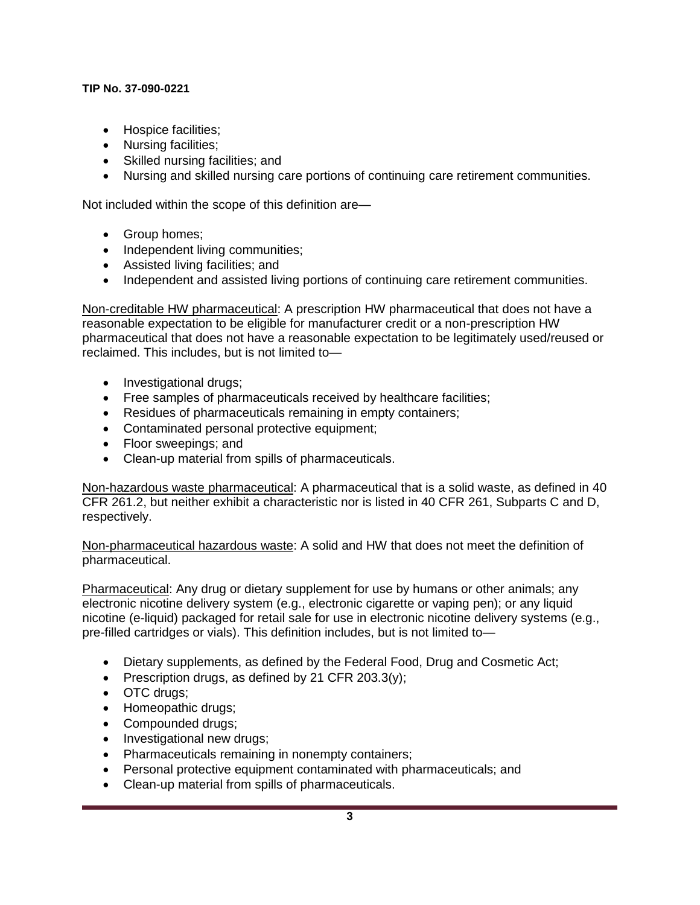- Hospice facilities;
- Nursing facilities;
- Skilled nursing facilities; and
- Nursing and skilled nursing care portions of continuing care retirement communities.

Not included within the scope of this definition are—

- Group homes;
- Independent living communities;
- Assisted living facilities; and
- Independent and assisted living portions of continuing care retirement communities.

Non-creditable HW pharmaceutical: A prescription HW pharmaceutical that does not have a reasonable expectation to be eligible for manufacturer credit or a non-prescription HW pharmaceutical that does not have a reasonable expectation to be legitimately used/reused or reclaimed. This includes, but is not limited to—

- Investigational drugs;
- Free samples of pharmaceuticals received by healthcare facilities;
- Residues of pharmaceuticals remaining in empty containers;
- Contaminated personal protective equipment;
- Floor sweepings; and
- Clean-up material from spills of pharmaceuticals.

Non-hazardous waste pharmaceutical: A pharmaceutical that is a solid waste, as defined in 40 CFR 261.2, but neither exhibit a characteristic nor is listed in 40 CFR 261, Subparts C and D, respectively.

Non-pharmaceutical hazardous waste: A solid and HW that does not meet the definition of pharmaceutical.

Pharmaceutical: Any drug or dietary supplement for use by humans or other animals; any electronic nicotine delivery system (e.g., electronic cigarette or vaping pen); or any liquid nicotine (e-liquid) packaged for retail sale for use in electronic nicotine delivery systems (e.g., pre-filled cartridges or vials). This definition includes, but is not limited to—

- Dietary supplements, as defined by the Federal Food, Drug and Cosmetic Act;
- Prescription drugs, as defined by 21 CFR 203.3(y);
- OTC drugs;
- Homeopathic drugs;
- Compounded drugs;
- Investigational new drugs;
- Pharmaceuticals remaining in nonempty containers;
- Personal protective equipment contaminated with pharmaceuticals; and
- Clean-up material from spills of pharmaceuticals.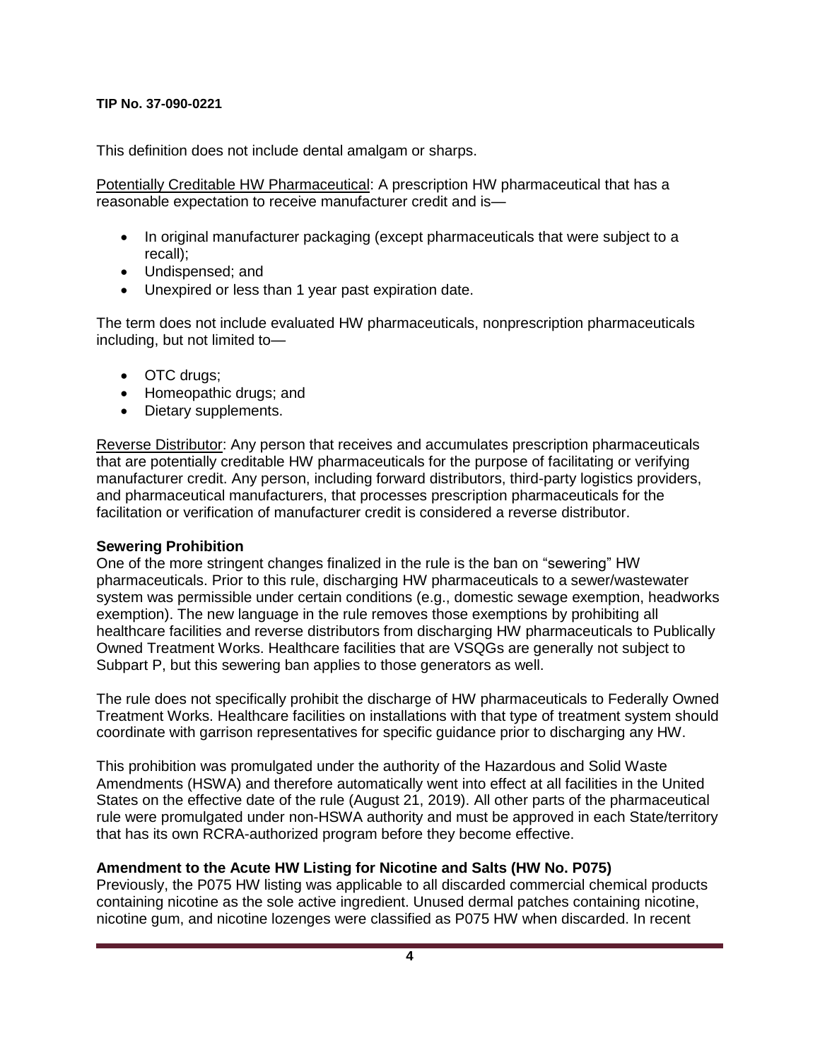This definition does not include dental amalgam or sharps.

Potentially Creditable HW Pharmaceutical: A prescription HW pharmaceutical that has a reasonable expectation to receive manufacturer credit and is—

- In original manufacturer packaging (except pharmaceuticals that were subject to a recall);
- Undispensed; and
- Unexpired or less than 1 year past expiration date.

The term does not include evaluated HW pharmaceuticals, nonprescription pharmaceuticals including, but not limited to—

- OTC drugs;
- Homeopathic drugs; and
- Dietary supplements.

Reverse Distributor: Any person that receives and accumulates prescription pharmaceuticals that are potentially creditable HW pharmaceuticals for the purpose of facilitating or verifying manufacturer credit. Any person, including forward distributors, third-party logistics providers, and pharmaceutical manufacturers, that processes prescription pharmaceuticals for the facilitation or verification of manufacturer credit is considered a reverse distributor.

**Sewering Prohibition**

One of the more stringent changes finalized in the rule is the ban on "sewering" HW pharmaceuticals. Prior to this rule, discharging HW pharmaceuticals to a sewer/wastewater system was permissible under certain conditions (e.g., domestic sewage exemption, headworks exemption). The new language in the rule removes those exemptions by prohibiting all healthcare facilities and reverse distributors from discharging HW pharmaceuticals to Publically Owned Treatment Works. Healthcare facilities that are VSQGs are generally not subject to Subpart P, but this sewering ban applies to those generators as well.

The rule does not specifically prohibit the discharge of HW pharmaceuticals to Federally Owned Treatment Works. Healthcare facilities on installations with that type of treatment system should coordinate with garrison representatives for specific guidance prior to discharging any HW.

This prohibition was promulgated under the authority of the Hazardous and Solid Waste Amendments (HSWA) and therefore automatically went into effect at all facilities in the United States on the effective date of the rule (August 21, 2019). All other parts of the pharmaceutical rule were promulgated under non-HSWA authority and must be approved in each State/territory that has its own RCRA-authorized program before they become effective.

**Amendment to the Acute HW Listing for Nicotine and Salts (HW No. P075)**

Previously, the P075 HW listing was applicable to all discarded commercial chemical products containing nicotine as the sole active ingredient. Unused dermal patches containing nicotine, nicotine gum, and nicotine lozenges were classified as P075 HW when discarded. In recent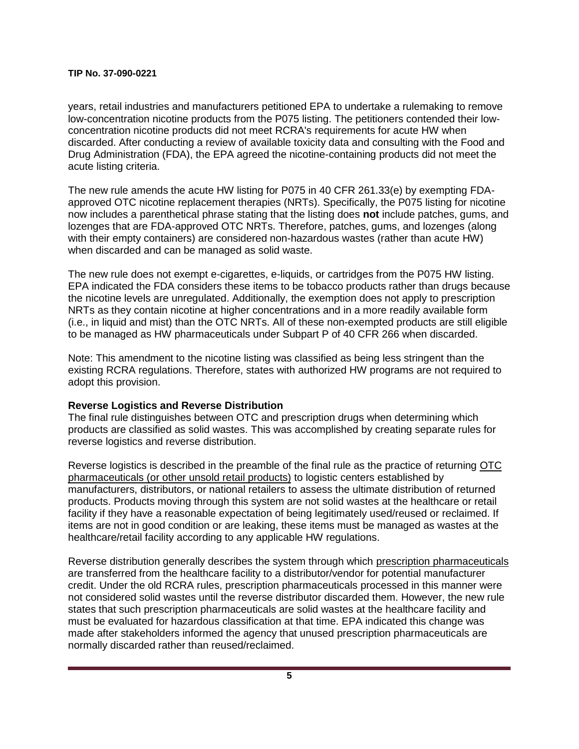years, retail industries and manufacturers petitioned EPA to undertake a rulemaking to remove low-concentration nicotine products from the P075 listing. The petitioners contended their low-concentration nicotine products did not meet RCRA's requirements for acute HW when discarded. After conducting a review of available toxicity data and consulting with the Food and Drug Administration (FDA), the EPA agreed the nicotine-containing products did not meet the acute listing criteria.

The new rule amends the acute HW listing for P075 in 40 CFR 261.33(e) by exempting FDA-approved OTC nicotine replacement therapies (NRTs). Specifically, the P075 listing for nicotine now includes a parenthetical phrase stating that the listing does **not** include patches, gums, and lozenges that are FDA-approved OTC NRTs. Therefore, patches, gums, and lozenges (along with their empty containers) are considered non-hazardous wastes (rather than acute HW) when discarded and can be managed as solid waste.

The new rule does not exempt e-cigarettes, e-liquids, or cartridges from the P075 HW listing. EPA indicated the FDA considers these items to be tobacco products rather than drugs because the nicotine levels are unregulated. Additionally, the exemption does not apply to prescription NRTs as they contain nicotine at higher concentrations and in a more readily available form (i.e., in liquid and mist) than the OTC NRTs. All of these non-exempted products are still eligible to be managed as HW pharmaceuticals under Subpart P of 40 CFR 266 when discarded.

Note: This amendment to the nicotine listing was classified as being less stringent than the existing RCRA regulations. Therefore, states with authorized HW programs are not required to adopt this provision.

**Reverse Logistics and Reverse Distribution**

The final rule distinguishes between OTC and prescription drugs when determining which products are classified as solid wastes. This was accomplished by creating separate rules for reverse logistics and reverse distribution.

Reverse logistics is described in the preamble of the final rule as the practice of returning OTC pharmaceuticals (or other unsold retail products) to logistic centers established by manufacturers, distributors, or national retailers to assess the ultimate distribution of returned products. Products moving through this system are not solid wastes at the healthcare or retail facility if they have a reasonable expectation of being legitimately used/reused or reclaimed. If items are not in good condition or are leaking, these items must be managed as wastes at the healthcare/retail facility according to any applicable HW regulations.

Reverse distribution generally describes the system through which prescription pharmaceuticals are transferred from the healthcare facility to a distributor/vendor for potential manufacturer credit. Under the old RCRA rules, prescription pharmaceuticals processed in this manner were not considered solid wastes until the reverse distributor discarded them. However, the new rule states that such prescription pharmaceuticals are solid wastes at the healthcare facility and must be evaluated for hazardous classification at that time. EPA indicated this change was made after stakeholders informed the agency that unused prescription pharmaceuticals are normally discarded rather than reused/reclaimed.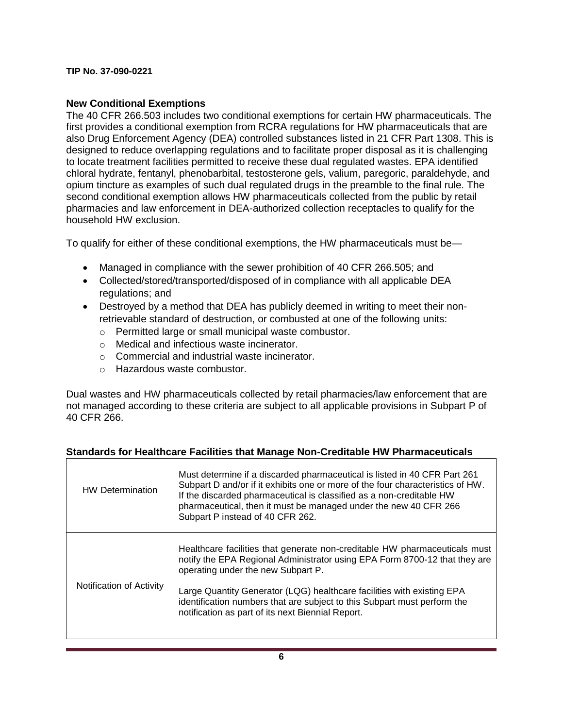**TIP No. 37-090-0221**

## New Conditional Exemptions

The 40 CFR 266.503 includes two conditional exemptions for certain HW pharmaceuticals. The first provides a conditional exemption from RCRA regulations for HW pharmaceuticals that are also Drug Enforcement Agency (DEA) controlled substances listed in 21 CFR Part 1308. This is designed to reduce overlapping regulations and to facilitate proper disposal as it is challenging to locate treatment facilities permitted to receive these dual regulated wastes. EPA identified chloral hydrate, fentanyl, phenobarbital, testosterone gels, valium, paregoric, paraldehyde, and opium tincture as examples of such dual regulated drugs in the preamble to the final rule. The second conditional exemption allows HW pharmaceuticals collected from the public by retail pharmacies and law enforcement in DEA-authorized collection receptacles to qualify for the household HW exclusion.

To qualify for either of these conditional exemptions, the HW pharmaceuticals must be—

- Managed in compliance with the sewer prohibition of 40 CFR 266.505; and
- Collected/stored/transported/disposed of in compliance with all applicable DEA regulations; and
- Destroyed by a method that DEA has publicly deemed in writing to meet their non-retrievable standard of destruction, or combusted at one of the following units:
  - Permitted large or small municipal waste combustor.
  - Medical and infectious waste incinerator.
  - Commercial and industrial waste incinerator.
  - Hazardous waste combustor.

Dual wastes and HW pharmaceuticals collected by retail pharmacies/law enforcement that are not managed according to these criteria are subject to all applicable provisions in Subpart P of 40 CFR 266.

## Standards for Healthcare Facilities that Manage Non-Creditable HW Pharmaceuticals

| | |
|---|---|
| HW Determination | Must determine if a discarded pharmaceutical is listed in 40 CFR Part 261 Subpart D and/or if it exhibits one or more of the four characteristics of HW. If the discarded pharmaceutical is classified as a non-creditable HW pharmaceutical, then it must be managed under the new 40 CFR 266 Subpart P instead of 40 CFR 262. |
| Notification of Activity | Healthcare facilities that generate non-creditable HW pharmaceuticals must notify the EPA Regional Administrator using EPA Form 8700-12 that they are operating under the new Subpart P.<br><br>Large Quantity Generator (LQG) healthcare facilities with existing EPA identification numbers that are subject to this Subpart must perform the notification as part of its next Biennial Report. |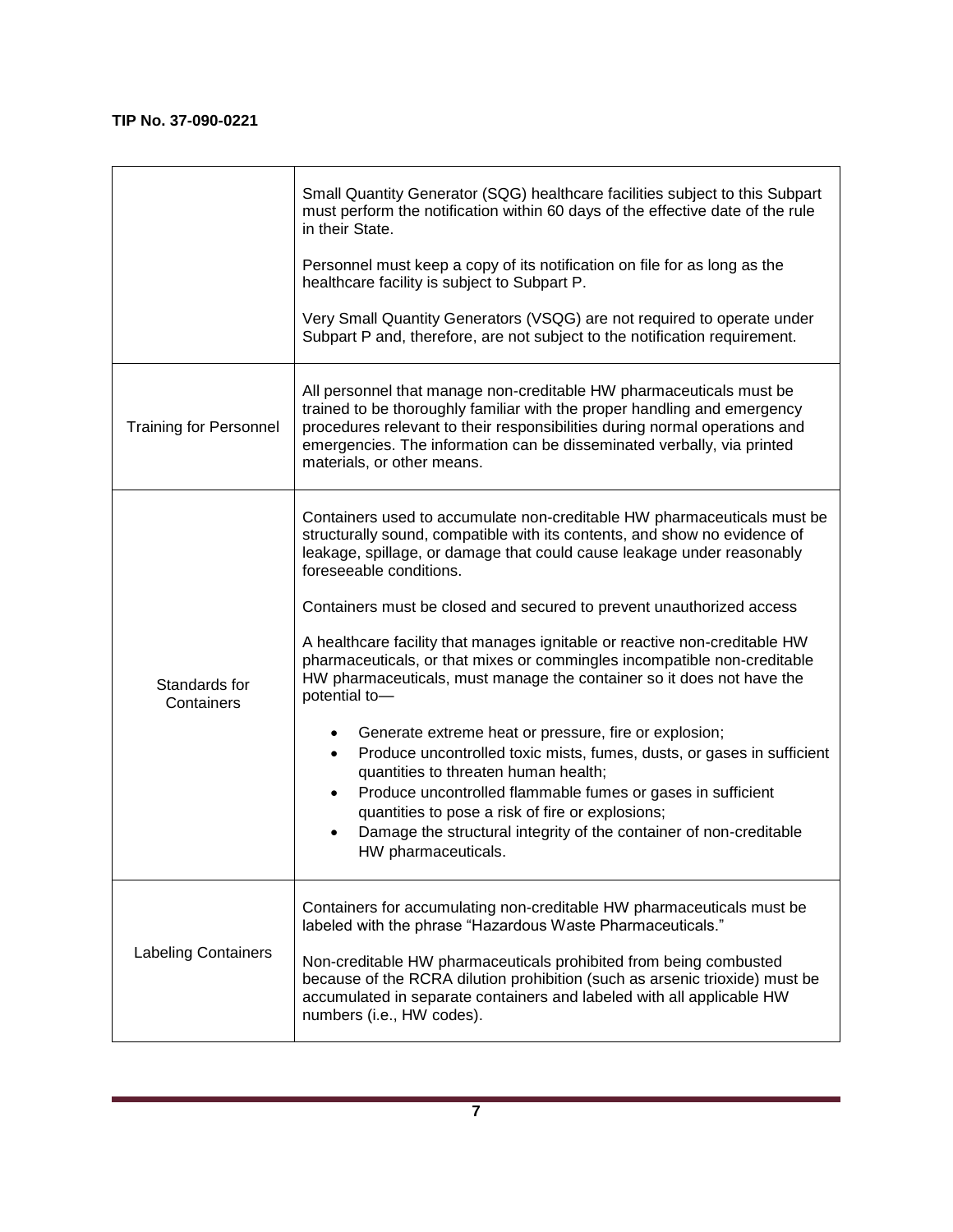| | |
|---|---|
| | Small Quantity Generator (SQG) healthcare facilities subject to this Subpart must perform the notification within 60 days of the effective date of the rule in their State.<br><br>Personnel must keep a copy of its notification on file for as long as the healthcare facility is subject to Subpart P.<br><br>Very Small Quantity Generators (VSQG) are not required to operate under Subpart P and, therefore, are not subject to the notification requirement. |
| Training for Personnel | All personnel that manage non-creditable HW pharmaceuticals must be trained to be thoroughly familiar with the proper handling and emergency procedures relevant to their responsibilities during normal operations and emergencies. The information can be disseminated verbally, via printed materials, or other means. |
| Standards for Containers | Containers used to accumulate non-creditable HW pharmaceuticals must be structurally sound, compatible with its contents, and show no evidence of leakage, spillage, or damage that could cause leakage under reasonably foreseeable conditions.<br><br>Containers must be closed and secured to prevent unauthorized access<br><br>A healthcare facility that manages ignitable or reactive non-creditable HW pharmaceuticals, or that mixes or commingles incompatible non-creditable HW pharmaceuticals, must manage the container so it does not have the potential to—<br><br>• Generate extreme heat or pressure, fire or explosion;<br>• Produce uncontrolled toxic mists, fumes, dusts, or gases in sufficient quantities to threaten human health;<br>• Produce uncontrolled flammable fumes or gases in sufficient quantities to pose a risk of fire or explosions;<br>• Damage the structural integrity of the container of non-creditable HW pharmaceuticals. |
| Labeling Containers | Containers for accumulating non-creditable HW pharmaceuticals must be labeled with the phrase "Hazardous Waste Pharmaceuticals."<br><br>Non-creditable HW pharmaceuticals prohibited from being combusted because of the RCRA dilution prohibition (such as arsenic trioxide) must be accumulated in separate containers and labeled with all applicable HW numbers (i.e., HW codes). |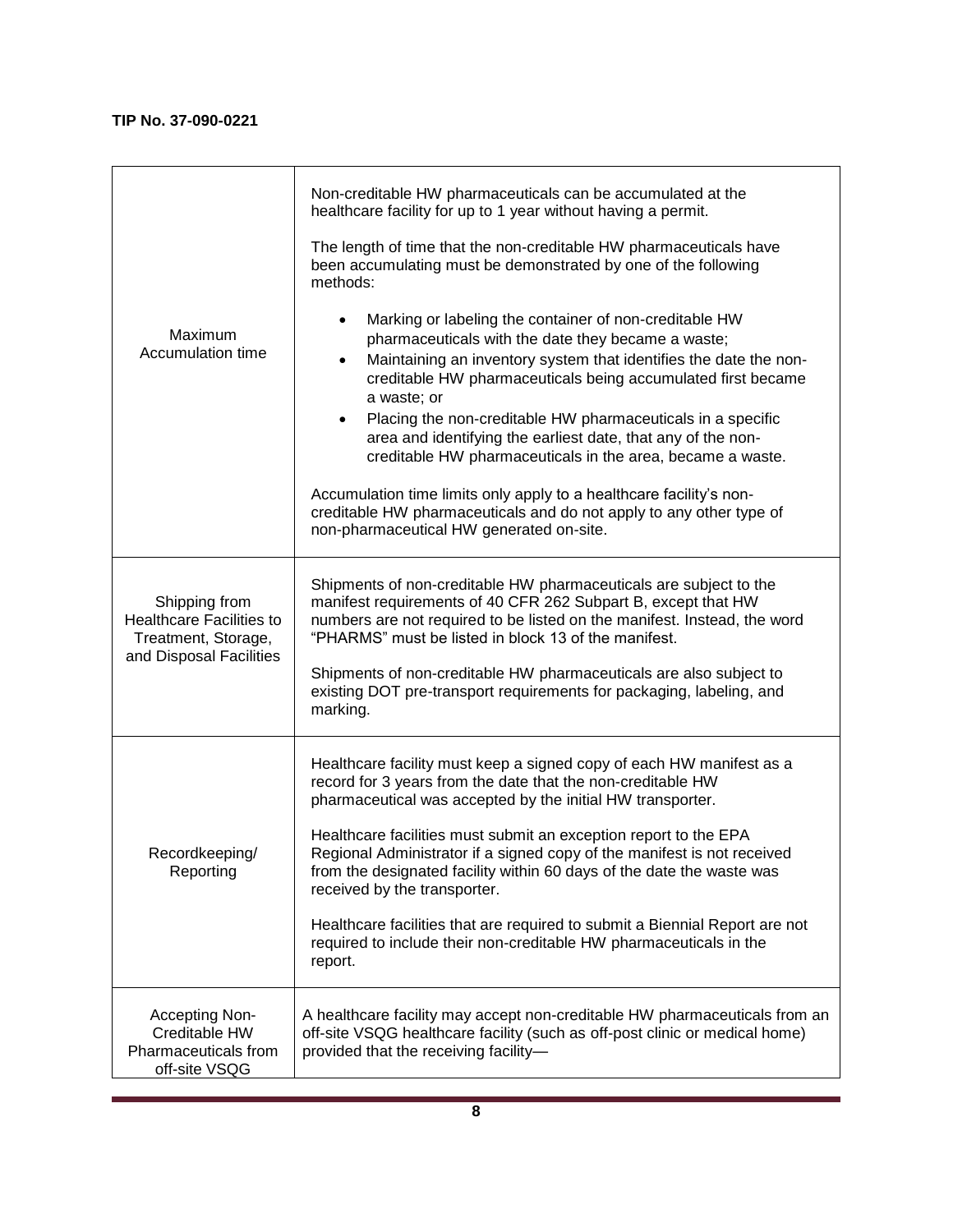| | |
|---|---|
| Maximum Accumulation time | Non-creditable HW pharmaceuticals can be accumulated at the healthcare facility for up to 1 year without having a permit.<br><br>The length of time that the non-creditable HW pharmaceuticals have been accumulating must be demonstrated by one of the following methods:<br><br>• Marking or labeling the container of non-creditable HW pharmaceuticals with the date they became a waste;<br>• Maintaining an inventory system that identifies the date the non-creditable HW pharmaceuticals being accumulated first became a waste; or<br>• Placing the non-creditable HW pharmaceuticals in a specific area and identifying the earliest date, that any of the non-creditable HW pharmaceuticals in the area, became a waste.<br><br>Accumulation time limits only apply to a healthcare facility's non-creditable HW pharmaceuticals and do not apply to any other type of non-pharmaceutical HW generated on-site. |
| Shipping from Healthcare Facilities to Treatment, Storage, and Disposal Facilities | Shipments of non-creditable HW pharmaceuticals are subject to the manifest requirements of 40 CFR 262 Subpart B, except that HW numbers are not required to be listed on the manifest. Instead, the word "PHARMS" must be listed in block 13 of the manifest.<br><br>Shipments of non-creditable HW pharmaceuticals are also subject to existing DOT pre-transport requirements for packaging, labeling, and marking. |
| Recordkeeping/ Reporting | Healthcare facility must keep a signed copy of each HW manifest as a record for 3 years from the date that the non-creditable HW pharmaceutical was accepted by the initial HW transporter.<br><br>Healthcare facilities must submit an exception report to the EPA Regional Administrator if a signed copy of the manifest is not received from the designated facility within 60 days of the date the waste was received by the transporter.<br><br>Healthcare facilities that are required to submit a Biennial Report are not required to include their non-creditable HW pharmaceuticals in the report. |
| Accepting Non-Creditable HW Pharmaceuticals from off-site VSQG | A healthcare facility may accept non-creditable HW pharmaceuticals from an off-site VSQG healthcare facility (such as off-post clinic or medical home) provided that the receiving facility— |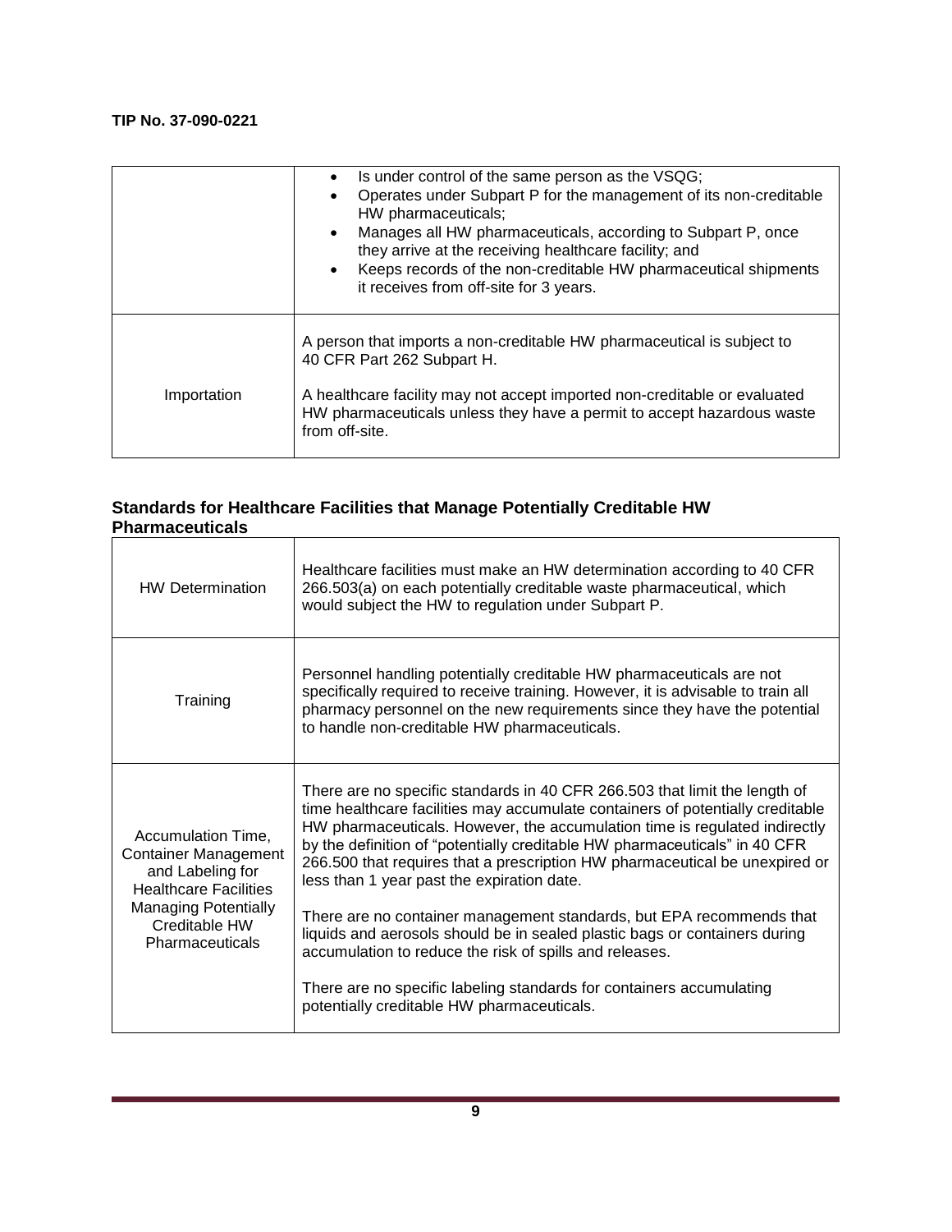| | |
|---|---|
| | • Is under control of the same person as the VSQG;<br>• Operates under Subpart P for the management of its non-creditable HW pharmaceuticals;<br>• Manages all HW pharmaceuticals, according to Subpart P, once they arrive at the receiving healthcare facility; and<br>• Keeps records of the non-creditable HW pharmaceutical shipments it receives from off-site for 3 years. |
| Importation | A person that imports a non-creditable HW pharmaceutical is subject to 40 CFR Part 262 Subpart H.<br><br>A healthcare facility may not accept imported non-creditable or evaluated HW pharmaceuticals unless they have a permit to accept hazardous waste from off-site. |

### Standards for Healthcare Facilities that Manage Potentially Creditable HW Pharmaceuticals

| | |
|---|---|
| HW Determination | Healthcare facilities must make an HW determination according to 40 CFR 266.503(a) on each potentially creditable waste pharmaceutical, which would subject the HW to regulation under Subpart P. |
| Training | Personnel handling potentially creditable HW pharmaceuticals are not specifically required to receive training. However, it is advisable to train all pharmacy personnel on the new requirements since they have the potential to handle non-creditable HW pharmaceuticals. |
| Accumulation Time, Container Management and Labeling for Healthcare Facilities Managing Potentially Creditable HW Pharmaceuticals | There are no specific standards in 40 CFR 266.503 that limit the length of time healthcare facilities may accumulate containers of potentially creditable HW pharmaceuticals. However, the accumulation time is regulated indirectly by the definition of "potentially creditable HW pharmaceuticals" in 40 CFR 266.500 that requires that a prescription HW pharmaceutical be unexpired or less than 1 year past the expiration date.<br><br>There are no container management standards, but EPA recommends that liquids and aerosols should be in sealed plastic bags or containers during accumulation to reduce the risk of spills and releases.<br><br>There are no specific labeling standards for containers accumulating potentially creditable HW pharmaceuticals. |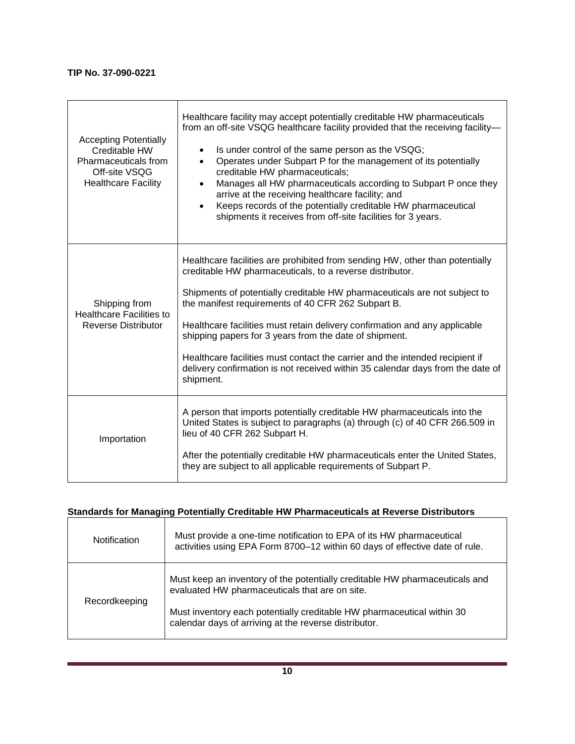**TIP No. 37-090-0221**

| | |
|---|---|
| Accepting Potentially Creditable HW Pharmaceuticals from Off-site VSQG Healthcare Facility | Healthcare facility may accept potentially creditable HW pharmaceuticals from an off-site VSQG healthcare facility provided that the receiving facility—<br>• Is under control of the same person as the VSQG;<br>• Operates under Subpart P for the management of its potentially creditable HW pharmaceuticals;<br>• Manages all HW pharmaceuticals according to Subpart P once they arrive at the receiving healthcare facility; and<br>• Keeps records of the potentially creditable HW pharmaceutical shipments it receives from off-site facilities for 3 years. |
| Shipping from Healthcare Facilities to Reverse Distributor | Healthcare facilities are prohibited from sending HW, other than potentially creditable HW pharmaceuticals, to a reverse distributor.<br><br>Shipments of potentially creditable HW pharmaceuticals are not subject to the manifest requirements of 40 CFR 262 Subpart B.<br><br>Healthcare facilities must retain delivery confirmation and any applicable shipping papers for 3 years from the date of shipment.<br><br>Healthcare facilities must contact the carrier and the intended recipient if delivery confirmation is not received within 35 calendar days from the date of shipment. |
| Importation | A person that imports potentially creditable HW pharmaceuticals into the United States is subject to paragraphs (a) through (c) of 40 CFR 266.509 in lieu of 40 CFR 262 Subpart H.<br><br>After the potentially creditable HW pharmaceuticals enter the United States, they are subject to all applicable requirements of Subpart P. |

**Standards for Managing Potentially Creditable HW Pharmaceuticals at Reverse Distributors**

| | |
|---|---|
| Notification | Must provide a one-time notification to EPA of its HW pharmaceutical activities using EPA Form 8700–12 within 60 days of effective date of rule. |
| Recordkeeping | Must keep an inventory of the potentially creditable HW pharmaceuticals and evaluated HW pharmaceuticals that are on site.<br><br>Must inventory each potentially creditable HW pharmaceutical within 30 calendar days of arriving at the reverse distributor. |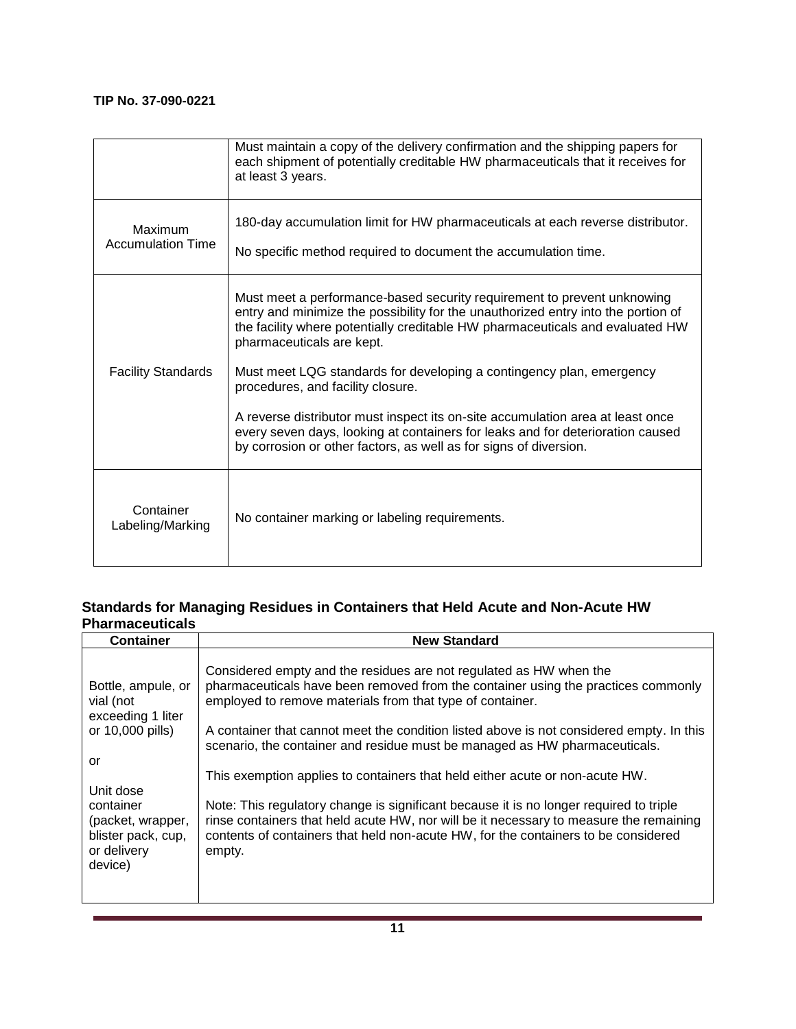| | |
|---|---|
| | Must maintain a copy of the delivery confirmation and the shipping papers for each shipment of potentially creditable HW pharmaceuticals that it receives for at least 3 years. |
| Maximum Accumulation Time | 180-day accumulation limit for HW pharmaceuticals at each reverse distributor.<br><br>No specific method required to document the accumulation time. |
| Facility Standards | Must meet a performance-based security requirement to prevent unknowing entry and minimize the possibility for the unauthorized entry into the portion of the facility where potentially creditable HW pharmaceuticals and evaluated HW pharmaceuticals are kept.<br><br>Must meet LQG standards for developing a contingency plan, emergency procedures, and facility closure.<br><br>A reverse distributor must inspect its on-site accumulation area at least once every seven days, looking at containers for leaks and for deterioration caused by corrosion or other factors, as well as for signs of diversion. |
| Container Labeling/Marking | No container marking or labeling requirements. |

### Standards for Managing Residues in Containers that Held Acute and Non-Acute HW Pharmaceuticals

| Container | New Standard |
|---|---|
| Bottle, ampule, or vial (not exceeding 1 liter or 10,000 pills)<br><br>or<br><br>Unit dose container (packet, wrapper, blister pack, cup, or delivery device) | Considered empty and the residues are not regulated as HW when the pharmaceuticals have been removed from the container using the practices commonly employed to remove materials from that type of container.<br><br>A container that cannot meet the condition listed above is not considered empty. In this scenario, the container and residue must be managed as HW pharmaceuticals.<br><br>This exemption applies to containers that held either acute or non-acute HW.<br><br>Note: This regulatory change is significant because it is no longer required to triple rinse containers that held acute HW, nor will be it necessary to measure the remaining contents of containers that held non-acute HW, for the containers to be considered empty. |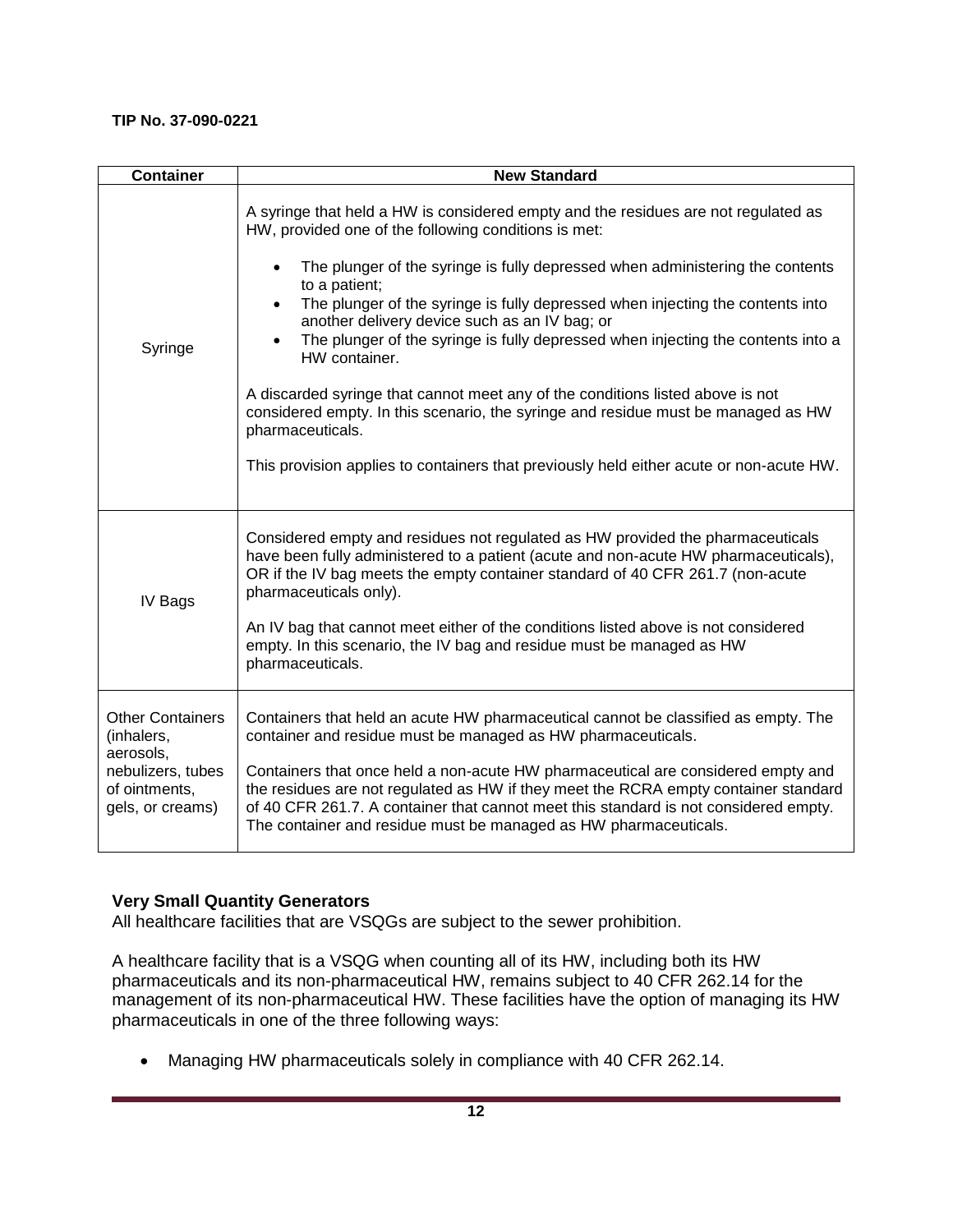**TIP No. 37-090-0221**

| Container | New Standard |
|---|---|
| Syringe | A syringe that held a HW is considered empty and the residues are not regulated as HW, provided one of the following conditions is met:<br><br>• The plunger of the syringe is fully depressed when administering the contents to a patient;<br>• The plunger of the syringe is fully depressed when injecting the contents into another delivery device such as an IV bag; or<br>• The plunger of the syringe is fully depressed when injecting the contents into a HW container.<br><br>A discarded syringe that cannot meet any of the conditions listed above is not considered empty. In this scenario, the syringe and residue must be managed as HW pharmaceuticals.<br><br>This provision applies to containers that previously held either acute or non-acute HW. |
| IV Bags | Considered empty and residues not regulated as HW provided the pharmaceuticals have been fully administered to a patient (acute and non-acute HW pharmaceuticals), OR if the IV bag meets the empty container standard of 40 CFR 261.7 (non-acute pharmaceuticals only).<br><br>An IV bag that cannot meet either of the conditions listed above is not considered empty. In this scenario, the IV bag and residue must be managed as HW pharmaceuticals. |
| Other Containers (inhalers, aerosols, nebulizers, tubes of ointments, gels, or creams) | Containers that held an acute HW pharmaceutical cannot be classified as empty. The container and residue must be managed as HW pharmaceuticals.<br><br>Containers that once held a non-acute HW pharmaceutical are considered empty and the residues are not regulated as HW if they meet the RCRA empty container standard of 40 CFR 261.7. A container that cannot meet this standard is not considered empty. The container and residue must be managed as HW pharmaceuticals. |

**Very Small Quantity Generators**

All healthcare facilities that are VSQGs are subject to the sewer prohibition.

A healthcare facility that is a VSQG when counting all of its HW, including both its HW pharmaceuticals and its non-pharmaceutical HW, remains subject to 40 CFR 262.14 for the management of its non-pharmaceutical HW. These facilities have the option of managing its HW pharmaceuticals in one of the three following ways:

- Managing HW pharmaceuticals solely in compliance with 40 CFR 262.14.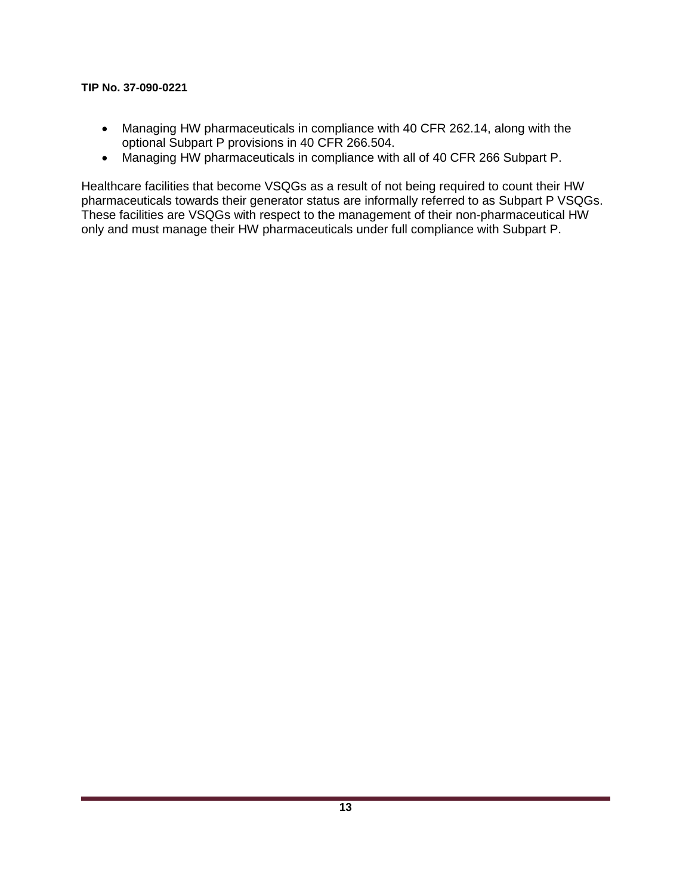- Managing HW pharmaceuticals in compliance with 40 CFR 262.14, along with the optional Subpart P provisions in 40 CFR 266.504.
- Managing HW pharmaceuticals in compliance with all of 40 CFR 266 Subpart P.

Healthcare facilities that become VSQGs as a result of not being required to count their HW pharmaceuticals towards their generator status are informally referred to as Subpart P VSQGs. These facilities are VSQGs with respect to the management of their non-pharmaceutical HW only and must manage their HW pharmaceuticals under full compliance with Subpart P.